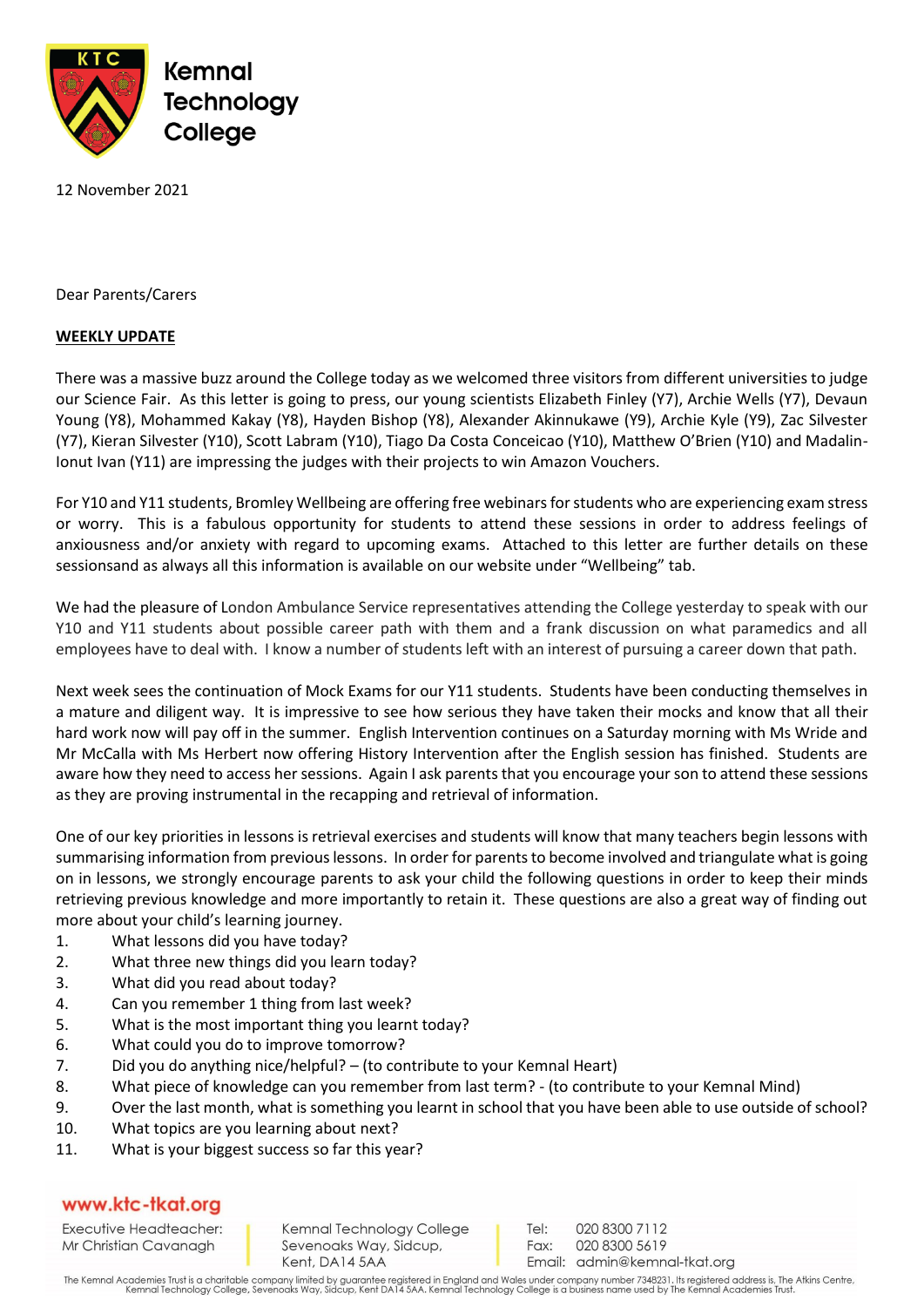Kemnal Technology College

12 November 2021

Dear Parents/Carers

**WEEKLY UPDATE**

There was a massive buzz around the College today as we welcomed three visitors from different universities to judge our Science Fair. As this letter is going to press, our young scientists Elizabeth Finley (Y7), Archie Wells (Y7), Devaun Young (Y8), Mohammed Kakay (Y8), Hayden Bishop (Y8), Alexander Akinnukawe (Y9), Archie Kyle (Y9), Zac Silvester (Y7), Kieran Silvester (Y10), Scott Labram (Y10), Tiago Da Costa Conceicao (Y10), Matthew O'Brien (Y10) and Madalin-Ionut Ivan (Y11) are impressing the judges with their projects to win Amazon Vouchers.

For Y10 and Y11 students, Bromley Wellbeing are offering free webinars for students who are experiencing exam stress or worry. This is a fabulous opportunity for students to attend these sessions in order to address feelings of anxiousness and/or anxiety with regard to upcoming exams. Attached to this letter are further details on these sessionsand as always all this information is available on our website under "Wellbeing" tab.

We had the pleasure of London Ambulance Service representatives attending the College yesterday to speak with our Y10 and Y11 students about possible career path with them and a frank discussion on what paramedics and all employees have to deal with. I know a number of students left with an interest of pursuing a career down that path.

Next week sees the continuation of Mock Exams for our Y11 students. Students have been conducting themselves in a mature and diligent way. It is impressive to see how serious they have taken their mocks and know that all their hard work now will pay off in the summer. English Intervention continues on a Saturday morning with Ms Wride and Mr McCalla with Ms Herbert now offering History Intervention after the English session has finished. Students are aware how they need to access her sessions. Again I ask parents that you encourage your son to attend these sessions as they are proving instrumental in the recapping and retrieval of information.

One of our key priorities in lessons is retrieval exercises and students will know that many teachers begin lessons with summarising information from previous lessons. In order for parents to become involved and triangulate what is going on in lessons, we strongly encourage parents to ask your child the following questions in order to keep their minds retrieving previous knowledge and more importantly to retain it. These questions are also a great way of finding out more about your child's learning journey.

1. What lessons did you have today?
2. What three new things did you learn today?
3. What did you read about today?
4. Can you remember 1 thing from last week?
5. What is the most important thing you learnt today?
6. What could you do to improve tomorrow?
7. Did you do anything nice/helpful? – (to contribute to your Kemnal Heart)
8. What piece of knowledge can you remember from last term? - (to contribute to your Kemnal Mind)
9. Over the last month, what is something you learnt in school that you have been able to use outside of school?
10. What topics are you learning about next?
11. What is your biggest success so far this year?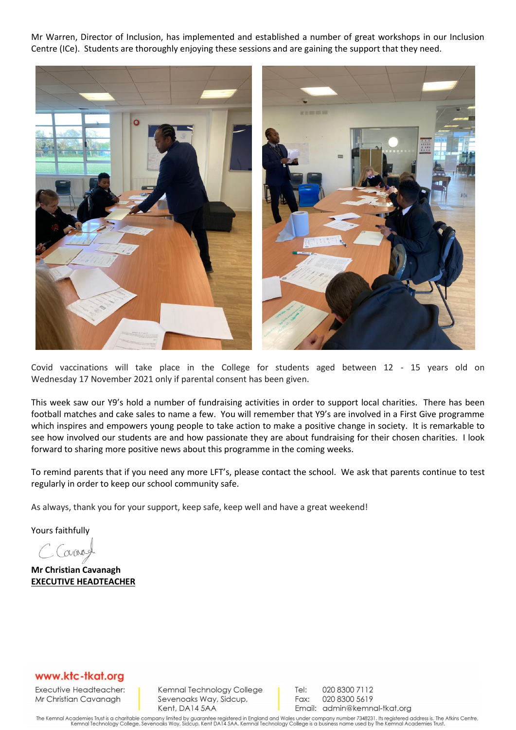Mr Warren, Director of Inclusion, has implemented and established a number of great workshops in our Inclusion Centre (ICe). Students are thoroughly enjoying these sessions and are gaining the support that they need.

Covid vaccinations will take place in the College for students aged between 12 - 15 years old on Wednesday 17 November 2021 only if parental consent has been given.

This week saw our Y9's hold a number of fundraising activities in order to support local charities. There has been football matches and cake sales to name a few. You will remember that Y9's are involved in a First Give programme which inspires and empowers young people to take action to make a positive change in society. It is remarkable to see how involved our students are and how passionate they are about fundraising for their chosen charities. I look forward to sharing more positive news about this programme in the coming weeks.

To remind parents that if you need any more LFT's, please contact the school. We ask that parents continue to test regularly in order to keep our school community safe.

As always, thank you for your support, keep safe, keep well and have a great weekend!

Yours faithfully

**Mr Christian Cavanagh**
**EXECUTIVE HEADTEACHER**

www.ktc-tkat.org

Executive Headteacher: Mr Christian Cavanagh

Kemnal Technology College
Sevenoaks Way, Sidcup,
Kent, DA14 5AA

Tel: 020 8300 7112
Fax: 020 8300 5619
Email: admin@kemnal-tkat.org

The Kemnal Academies Trust is a charitable company limited by guarantee registered in England and Wales under company number 7348231. Its registered address is, The Atkins Centre, Kemnal Technology College, Sevenoaks Way, Sidcup, Kent DA14 5AA. Kemnal Technology College is a business name used by The Kemnal Academies Trust.